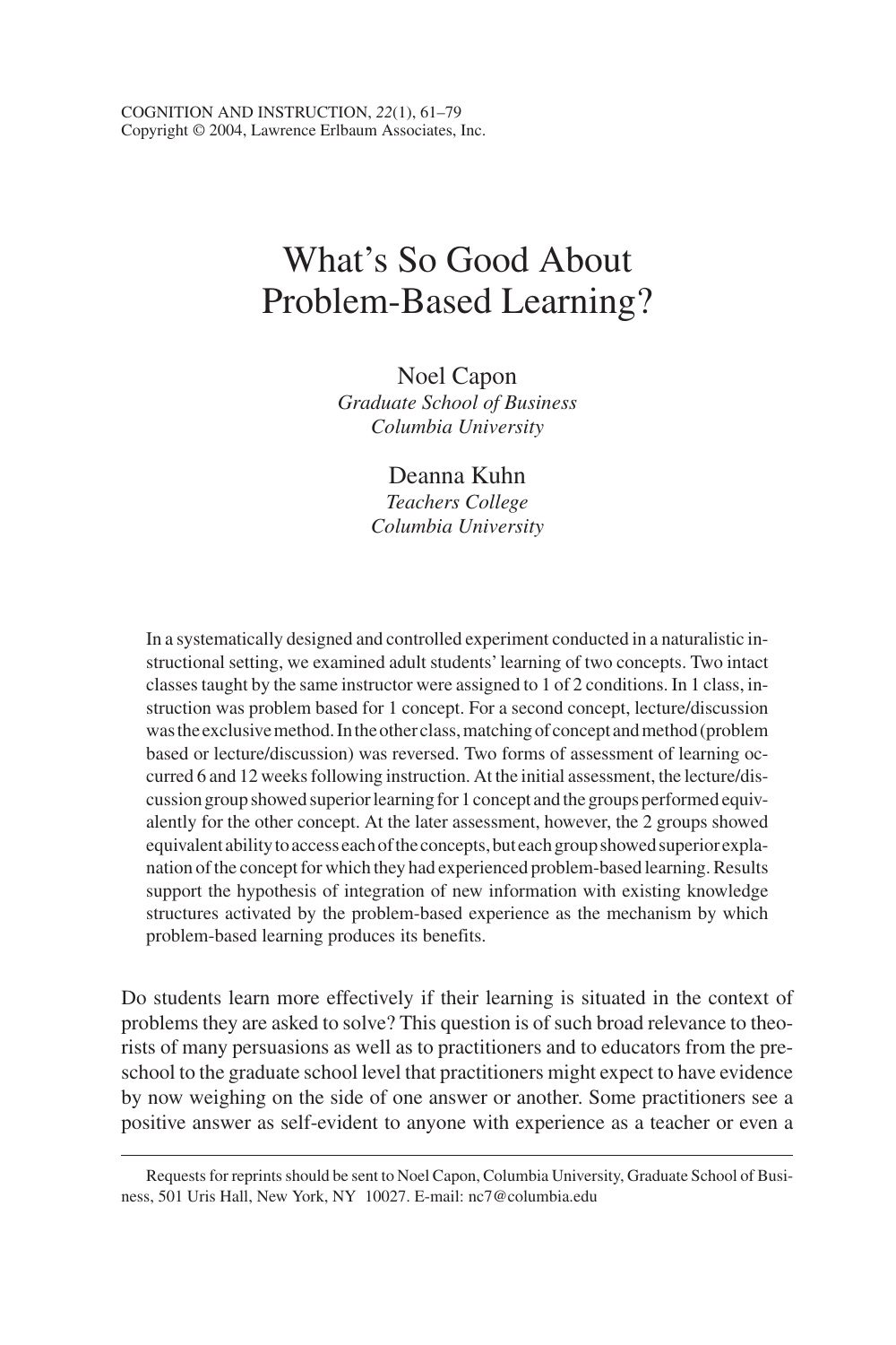# What's So Good About Problem-Based Learning?

Noel Capon
*Graduate School of Business*
*Columbia University*

Deanna Kuhn
*Teachers College*
*Columbia University*

In a systematically designed and controlled experiment conducted in a naturalistic instructional setting, we examined adult students' learning of two concepts. Two intact classes taught by the same instructor were assigned to 1 of 2 conditions. In 1 class, instruction was problem based for 1 concept. For a second concept, lecture/discussion was the exclusive method. In the other class, matching of concept and method (problem based or lecture/discussion) was reversed. Two forms of assessment of learning occurred 6 and 12 weeks following instruction. At the initial assessment, the lecture/discussion group showed superior learning for 1 concept and the groups performed equivalently for the other concept. At the later assessment, however, the 2 groups showed equivalent ability to access each of the concepts, but each group showed superior explanation of the concept for which they had experienced problem-based learning. Results support the hypothesis of integration of new information with existing knowledge structures activated by the problem-based experience as the mechanism by which problem-based learning produces its benefits.

Do students learn more effectively if their learning is situated in the context of problems they are asked to solve? This question is of such broad relevance to theorists of many persuasions as well as to practitioners and to educators from the preschool to the graduate school level that practitioners might expect to have evidence by now weighing on the side of one answer or another. Some practitioners see a positive answer as self-evident to anyone with experience as a teacher or even a

Requests for reprints should be sent to Noel Capon, Columbia University, Graduate School of Business, 501 Uris Hall, New York, NY 10027. E-mail: nc7@columbia.edu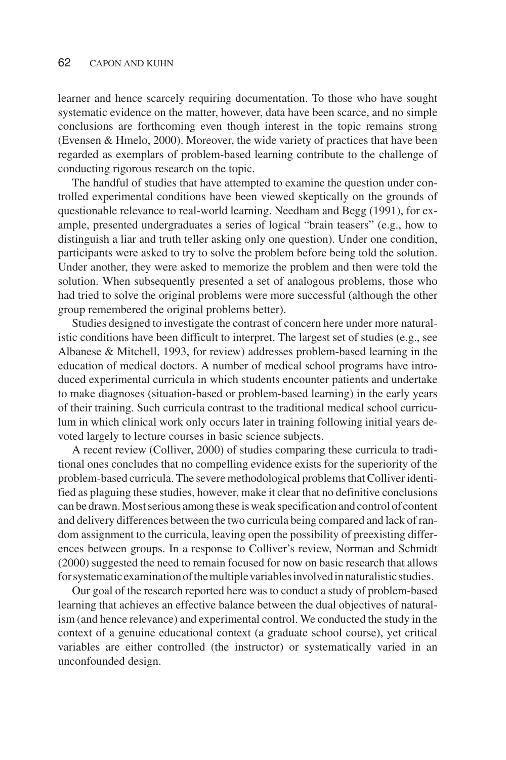learner and hence scarcely requiring documentation. To those who have sought systematic evidence on the matter, however, data have been scarce, and no simple conclusions are forthcoming even though interest in the topic remains strong (Evensen & Hmelo, 2000). Moreover, the wide variety of practices that have been regarded as exemplars of problem-based learning contribute to the challenge of conducting rigorous research on the topic.

The handful of studies that have attempted to examine the question under controlled experimental conditions have been viewed skeptically on the grounds of questionable relevance to real-world learning. Needham and Begg (1991), for example, presented undergraduates a series of logical "brain teasers" (e.g., how to distinguish a liar and truth teller asking only one question). Under one condition, participants were asked to try to solve the problem before being told the solution. Under another, they were asked to memorize the problem and then were told the solution. When subsequently presented a set of analogous problems, those who had tried to solve the original problems were more successful (although the other group remembered the original problems better).

Studies designed to investigate the contrast of concern here under more naturalistic conditions have been difficult to interpret. The largest set of studies (e.g., see Albanese & Mitchell, 1993, for review) addresses problem-based learning in the education of medical doctors. A number of medical school programs have introduced experimental curricula in which students encounter patients and undertake to make diagnoses (situation-based or problem-based learning) in the early years of their training. Such curricula contrast to the traditional medical school curriculum in which clinical work only occurs later in training following initial years devoted largely to lecture courses in basic science subjects.

A recent review (Colliver, 2000) of studies comparing these curricula to traditional ones concludes that no compelling evidence exists for the superiority of the problem-based curricula. The severe methodological problems that Colliver identified as plaguing these studies, however, make it clear that no definitive conclusions can be drawn. Most serious among these is weak specification and control of content and delivery differences between the two curricula being compared and lack of random assignment to the curricula, leaving open the possibility of preexisting differences between groups. In a response to Colliver's review, Norman and Schmidt (2000) suggested the need to remain focused for now on basic research that allows for systematic examination of the multiple variables involved in naturalistic studies.

Our goal of the research reported here was to conduct a study of problem-based learning that achieves an effective balance between the dual objectives of naturalism (and hence relevance) and experimental control. We conducted the study in the context of a genuine educational context (a graduate school course), yet critical variables are either controlled (the instructor) or systematically varied in an unconfounded design.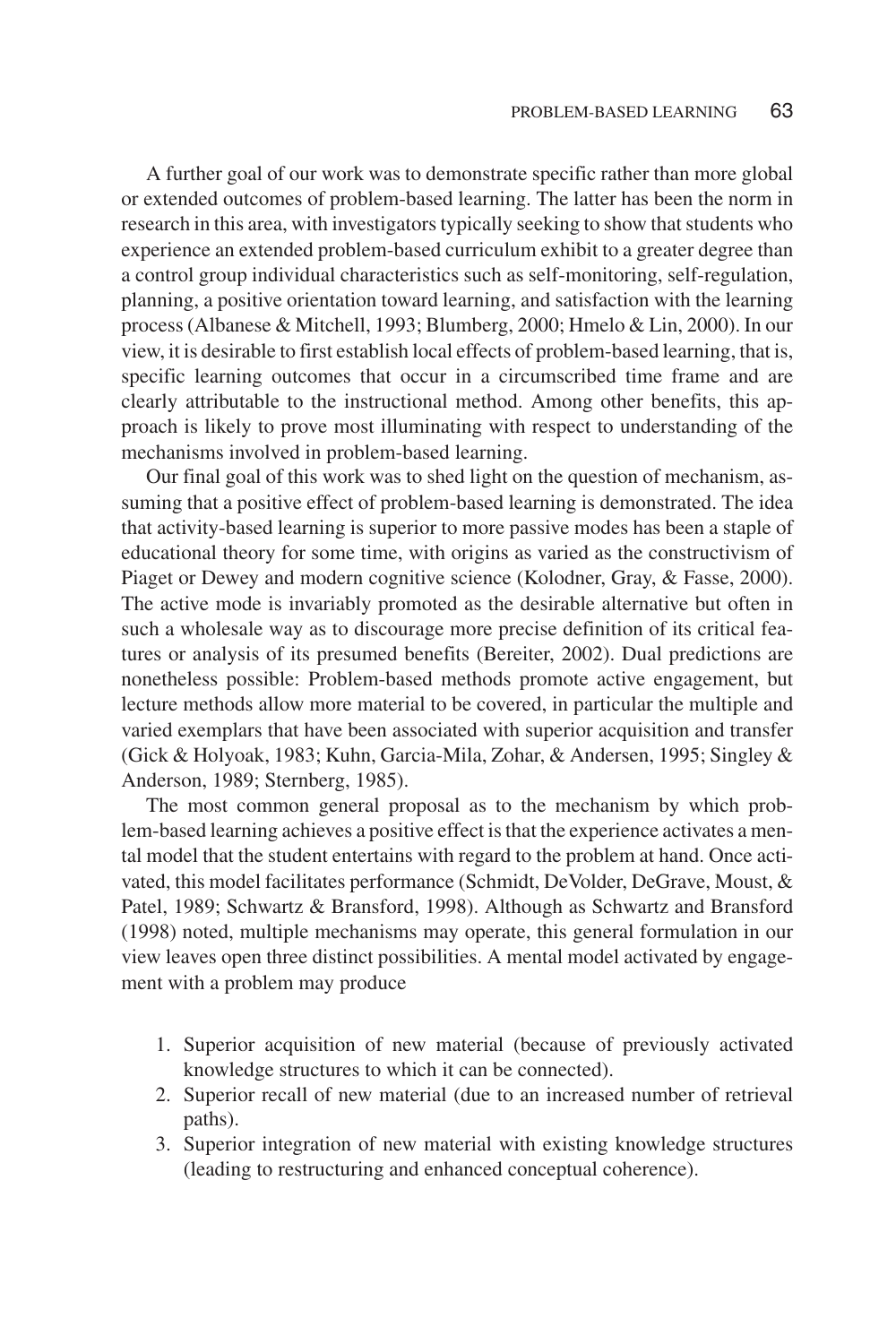A further goal of our work was to demonstrate specific rather than more global or extended outcomes of problem-based learning. The latter has been the norm in research in this area, with investigators typically seeking to show that students who experience an extended problem-based curriculum exhibit to a greater degree than a control group individual characteristics such as self-monitoring, self-regulation, planning, a positive orientation toward learning, and satisfaction with the learning process (Albanese & Mitchell, 1993; Blumberg, 2000; Hmelo & Lin, 2000). In our view, it is desirable to first establish local effects of problem-based learning, that is, specific learning outcomes that occur in a circumscribed time frame and are clearly attributable to the instructional method. Among other benefits, this approach is likely to prove most illuminating with respect to understanding of the mechanisms involved in problem-based learning.

Our final goal of this work was to shed light on the question of mechanism, assuming that a positive effect of problem-based learning is demonstrated. The idea that activity-based learning is superior to more passive modes has been a staple of educational theory for some time, with origins as varied as the constructivism of Piaget or Dewey and modern cognitive science (Kolodner, Gray, & Fasse, 2000). The active mode is invariably promoted as the desirable alternative but often in such a wholesale way as to discourage more precise definition of its critical features or analysis of its presumed benefits (Bereiter, 2002). Dual predictions are nonetheless possible: Problem-based methods promote active engagement, but lecture methods allow more material to be covered, in particular the multiple and varied exemplars that have been associated with superior acquisition and transfer (Gick & Holyoak, 1983; Kuhn, Garcia-Mila, Zohar, & Andersen, 1995; Singley & Anderson, 1989; Sternberg, 1985).

The most common general proposal as to the mechanism by which problem-based learning achieves a positive effect is that the experience activates a mental model that the student entertains with regard to the problem at hand. Once activated, this model facilitates performance (Schmidt, DeVolder, DeGrave, Moust, & Patel, 1989; Schwartz & Bransford, 1998). Although as Schwartz and Bransford (1998) noted, multiple mechanisms may operate, this general formulation in our view leaves open three distinct possibilities. A mental model activated by engagement with a problem may produce

1. Superior acquisition of new material (because of previously activated knowledge structures to which it can be connected).
2. Superior recall of new material (due to an increased number of retrieval paths).
3. Superior integration of new material with existing knowledge structures (leading to restructuring and enhanced conceptual coherence).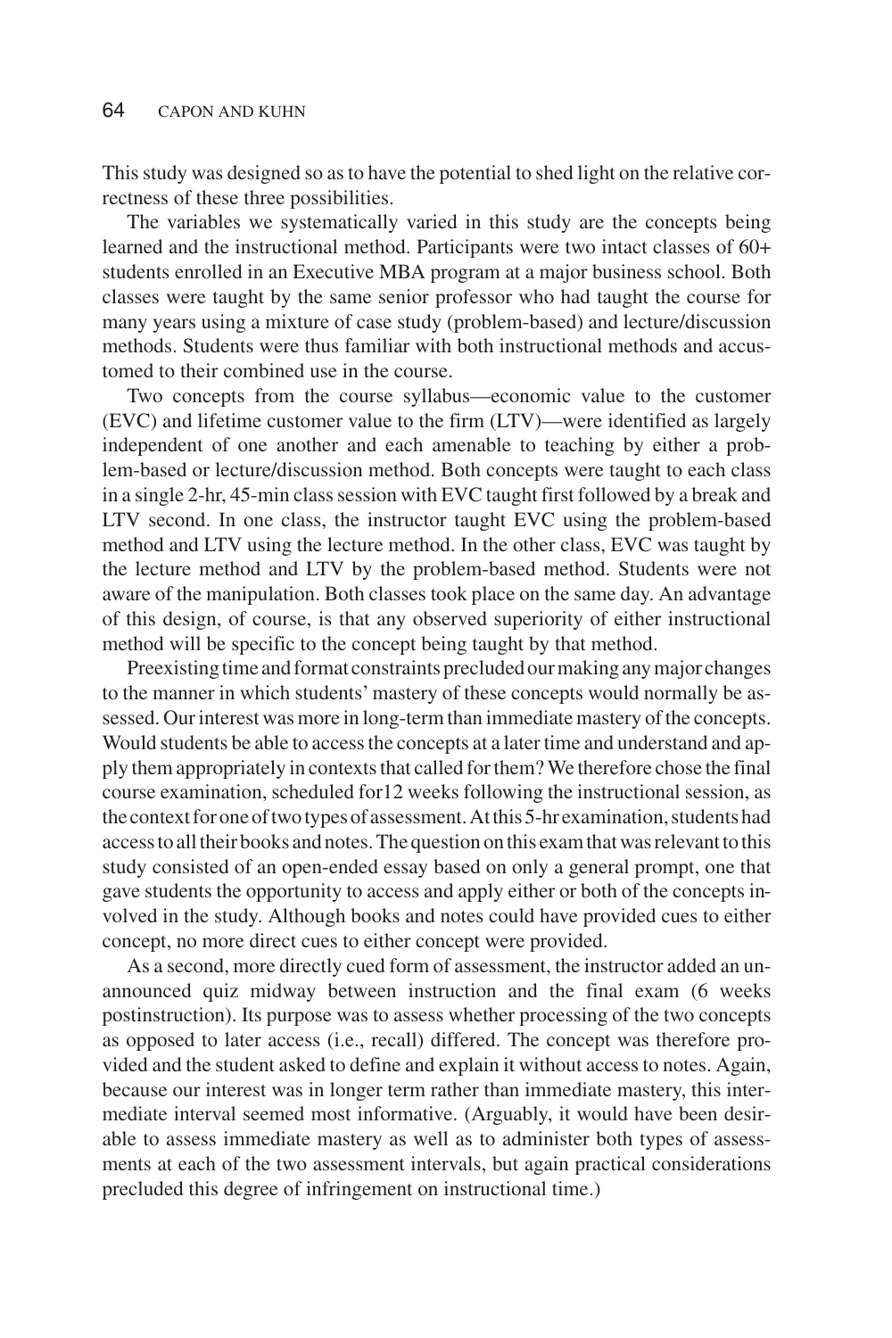This study was designed so as to have the potential to shed light on the relative correctness of these three possibilities.

The variables we systematically varied in this study are the concepts being learned and the instructional method. Participants were two intact classes of 60+ students enrolled in an Executive MBA program at a major business school. Both classes were taught by the same senior professor who had taught the course for many years using a mixture of case study (problem-based) and lecture/discussion methods. Students were thus familiar with both instructional methods and accustomed to their combined use in the course.

Two concepts from the course syllabus—economic value to the customer (EVC) and lifetime customer value to the firm (LTV)—were identified as largely independent of one another and each amenable to teaching by either a problem-based or lecture/discussion method. Both concepts were taught to each class in a single 2-hr, 45-min class session with EVC taught first followed by a break and LTV second. In one class, the instructor taught EVC using the problem-based method and LTV using the lecture method. In the other class, EVC was taught by the lecture method and LTV by the problem-based method. Students were not aware of the manipulation. Both classes took place on the same day. An advantage of this design, of course, is that any observed superiority of either instructional method will be specific to the concept being taught by that method.

Preexisting time and format constraints precluded our making any major changes to the manner in which students' mastery of these concepts would normally be assessed. Our interest was more in long-term than immediate mastery of the concepts. Would students be able to access the concepts at a later time and understand and apply them appropriately in contexts that called for them? We therefore chose the final course examination, scheduled for12 weeks following the instructional session, as the context for one of two types of assessment. At this 5-hr examination, students had access to all their books and notes. The question on this exam that was relevant to this study consisted of an open-ended essay based on only a general prompt, one that gave students the opportunity to access and apply either or both of the concepts involved in the study. Although books and notes could have provided cues to either concept, no more direct cues to either concept were provided.

As a second, more directly cued form of assessment, the instructor added an unannounced quiz midway between instruction and the final exam (6 weeks postinstruction). Its purpose was to assess whether processing of the two concepts as opposed to later access (i.e., recall) differed. The concept was therefore provided and the student asked to define and explain it without access to notes. Again, because our interest was in longer term rather than immediate mastery, this intermediate interval seemed most informative. (Arguably, it would have been desirable to assess immediate mastery as well as to administer both types of assessments at each of the two assessment intervals, but again practical considerations precluded this degree of infringement on instructional time.)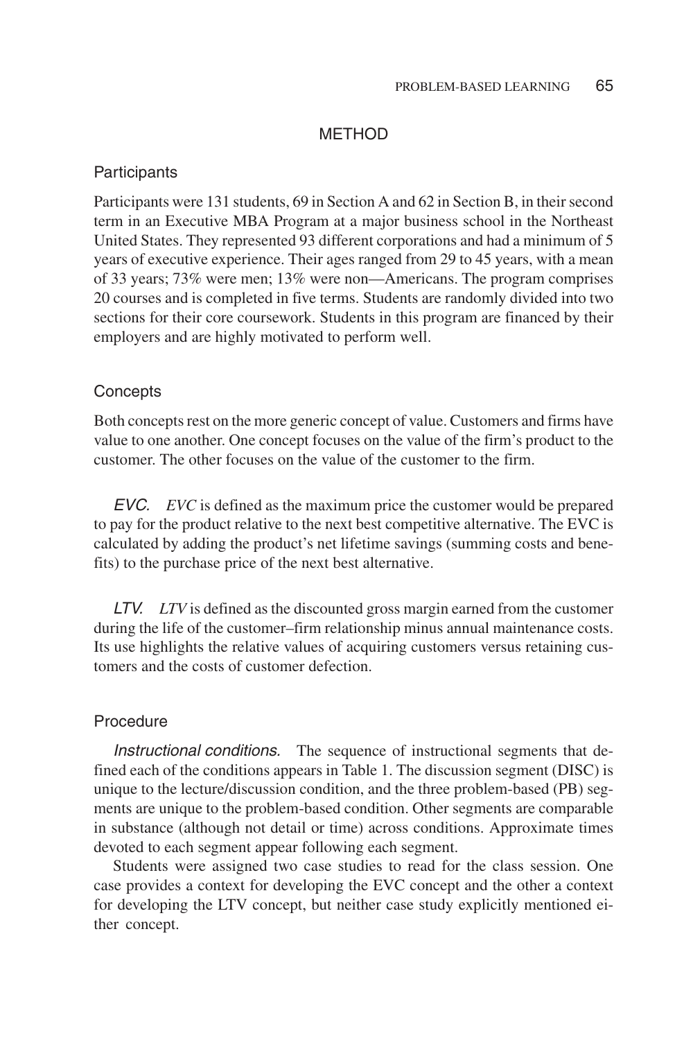## METHOD

### Participants

Participants were 131 students, 69 in Section A and 62 in Section B, in their second term in an Executive MBA Program at a major business school in the Northeast United States. They represented 93 different corporations and had a minimum of 5 years of executive experience. Their ages ranged from 29 to 45 years, with a mean of 33 years; 73% were men; 13% were non—Americans. The program comprises 20 courses and is completed in five terms. Students are randomly divided into two sections for their core coursework. Students in this program are financed by their employers and are highly motivated to perform well.

### Concepts

Both concepts rest on the more generic concept of value. Customers and firms have value to one another. One concept focuses on the value of the firm's product to the customer. The other focuses on the value of the customer to the firm.

*EVC.* *EVC* is defined as the maximum price the customer would be prepared to pay for the product relative to the next best competitive alternative. The EVC is calculated by adding the product's net lifetime savings (summing costs and benefits) to the purchase price of the next best alternative.

*LTV.* *LTV* is defined as the discounted gross margin earned from the customer during the life of the customer–firm relationship minus annual maintenance costs. Its use highlights the relative values of acquiring customers versus retaining customers and the costs of customer defection.

### Procedure

*Instructional conditions.* The sequence of instructional segments that defined each of the conditions appears in Table 1. The discussion segment (DISC) is unique to the lecture/discussion condition, and the three problem-based (PB) segments are unique to the problem-based condition. Other segments are comparable in substance (although not detail or time) across conditions. Approximate times devoted to each segment appear following each segment.

Students were assigned two case studies to read for the class session. One case provides a context for developing the EVC concept and the other a context for developing the LTV concept, but neither case study explicitly mentioned either concept.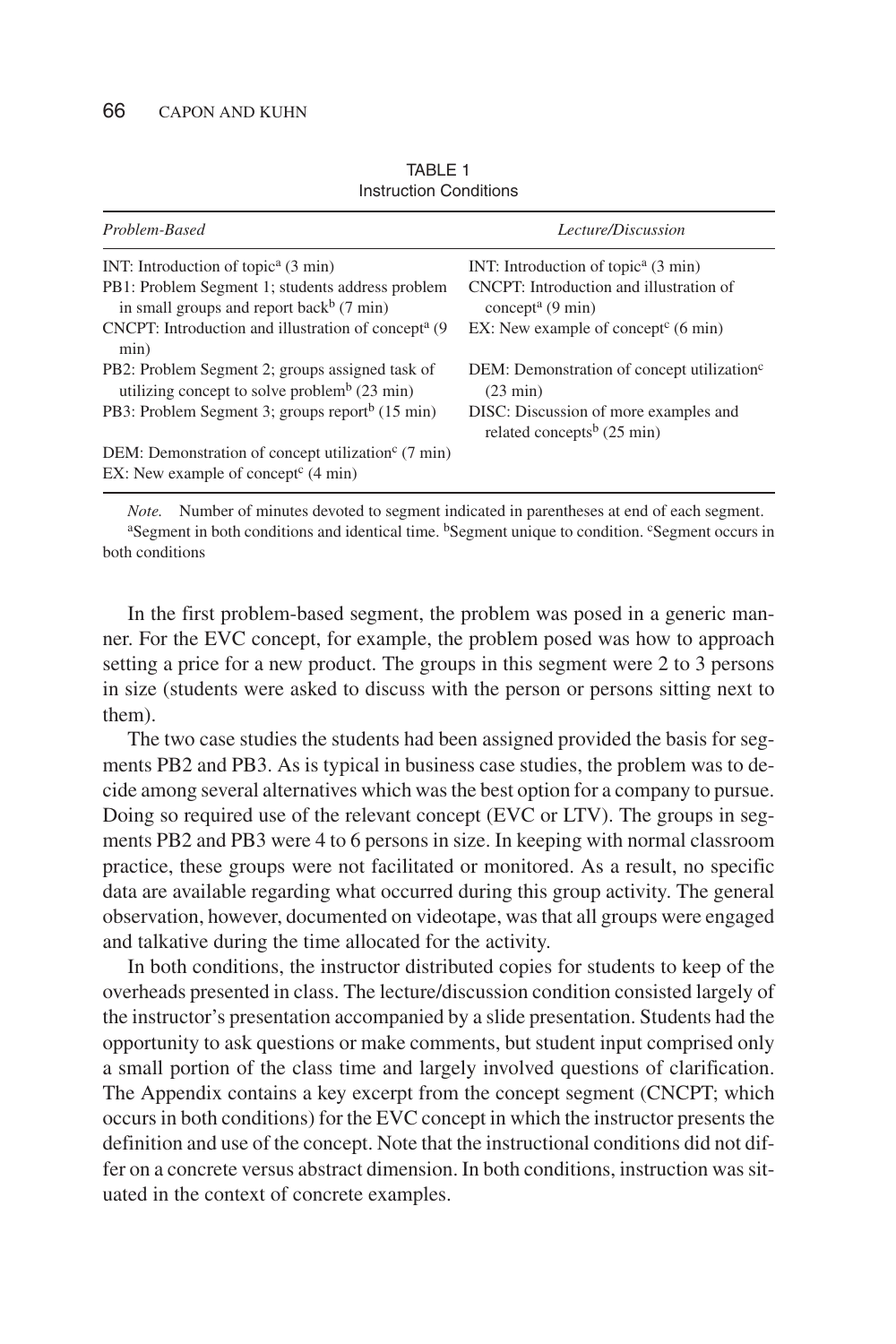TABLE 1
Instruction Conditions

| *Problem-Based* | *Lecture/Discussion* |
|---|---|
| INT: Introduction of topic[a] (3 min) | INT: Introduction of topic[a] (3 min) |
| PB1: Problem Segment 1; students address problem in small groups and report back[b] (7 min) | CNCPT: Introduction and illustration of concept[a] (9 min) |
| CNCPT: Introduction and illustration of concept[a] (9 min) | EX: New example of concept[c] (6 min) |
| PB2: Problem Segment 2; groups assigned task of utilizing concept to solve problem[b] (23 min) | DEM: Demonstration of concept utilization[c] (23 min) |
| PB3: Problem Segment 3; groups report[b] (15 min) | DISC: Discussion of more examples and related concepts[b] (25 min) |
| DEM: Demonstration of concept utilization[c] (7 min) | |
| EX: New example of concept[c] (4 min) | |

*Note.* Number of minutes devoted to segment indicated in parentheses at end of each segment.
[a]Segment in both conditions and identical time. [b]Segment unique to condition. [c]Segment occurs in both conditions

In the first problem-based segment, the problem was posed in a generic manner. For the EVC concept, for example, the problem posed was how to approach setting a price for a new product. The groups in this segment were 2 to 3 persons in size (students were asked to discuss with the person or persons sitting next to them).

The two case studies the students had been assigned provided the basis for segments PB2 and PB3. As is typical in business case studies, the problem was to decide among several alternatives which was the best option for a company to pursue. Doing so required use of the relevant concept (EVC or LTV). The groups in segments PB2 and PB3 were 4 to 6 persons in size. In keeping with normal classroom practice, these groups were not facilitated or monitored. As a result, no specific data are available regarding what occurred during this group activity. The general observation, however, documented on videotape, was that all groups were engaged and talkative during the time allocated for the activity.

In both conditions, the instructor distributed copies for students to keep of the overheads presented in class. The lecture/discussion condition consisted largely of the instructor's presentation accompanied by a slide presentation. Students had the opportunity to ask questions or make comments, but student input comprised only a small portion of the class time and largely involved questions of clarification. The Appendix contains a key excerpt from the concept segment (CNCPT; which occurs in both conditions) for the EVC concept in which the instructor presents the definition and use of the concept. Note that the instructional conditions did not differ on a concrete versus abstract dimension. In both conditions, instruction was situated in the context of concrete examples.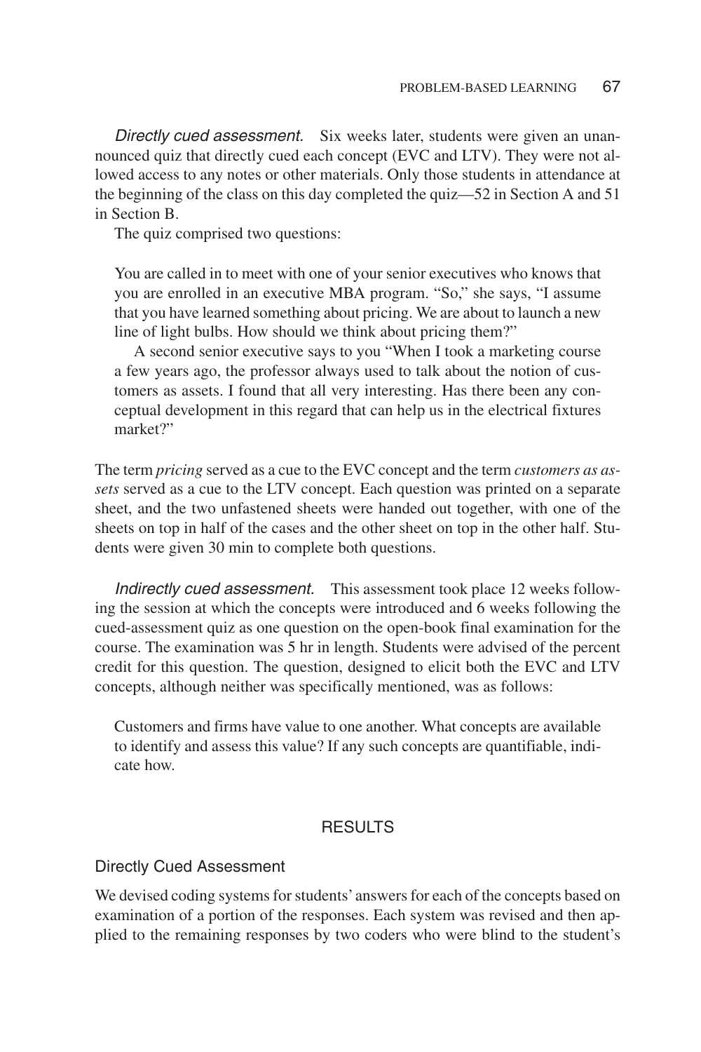*Directly cued assessment.* Six weeks later, students were given an unannounced quiz that directly cued each concept (EVC and LTV). They were not allowed access to any notes or other materials. Only those students in attendance at the beginning of the class on this day completed the quiz—52 in Section A and 51 in Section B.

The quiz comprised two questions:

> You are called in to meet with one of your senior executives who knows that you are enrolled in an executive MBA program. "So," she says, "I assume that you have learned something about pricing. We are about to launch a new line of light bulbs. How should we think about pricing them?"
>
> A second senior executive says to you "When I took a marketing course a few years ago, the professor always used to talk about the notion of customers as assets. I found that all very interesting. Has there been any conceptual development in this regard that can help us in the electrical fixtures market?"

The term *pricing* served as a cue to the EVC concept and the term *customers as assets* served as a cue to the LTV concept. Each question was printed on a separate sheet, and the two unfastened sheets were handed out together, with one of the sheets on top in half of the cases and the other sheet on top in the other half. Students were given 30 min to complete both questions.

*Indirectly cued assessment.* This assessment took place 12 weeks following the session at which the concepts were introduced and 6 weeks following the cued-assessment quiz as one question on the open-book final examination for the course. The examination was 5 hr in length. Students were advised of the percent credit for this question. The question, designed to elicit both the EVC and LTV concepts, although neither was specifically mentioned, was as follows:

> Customers and firms have value to one another. What concepts are available to identify and assess this value? If any such concepts are quantifiable, indicate how.

## RESULTS

### Directly Cued Assessment

We devised coding systems for students' answers for each of the concepts based on examination of a portion of the responses. Each system was revised and then applied to the remaining responses by two coders who were blind to the student's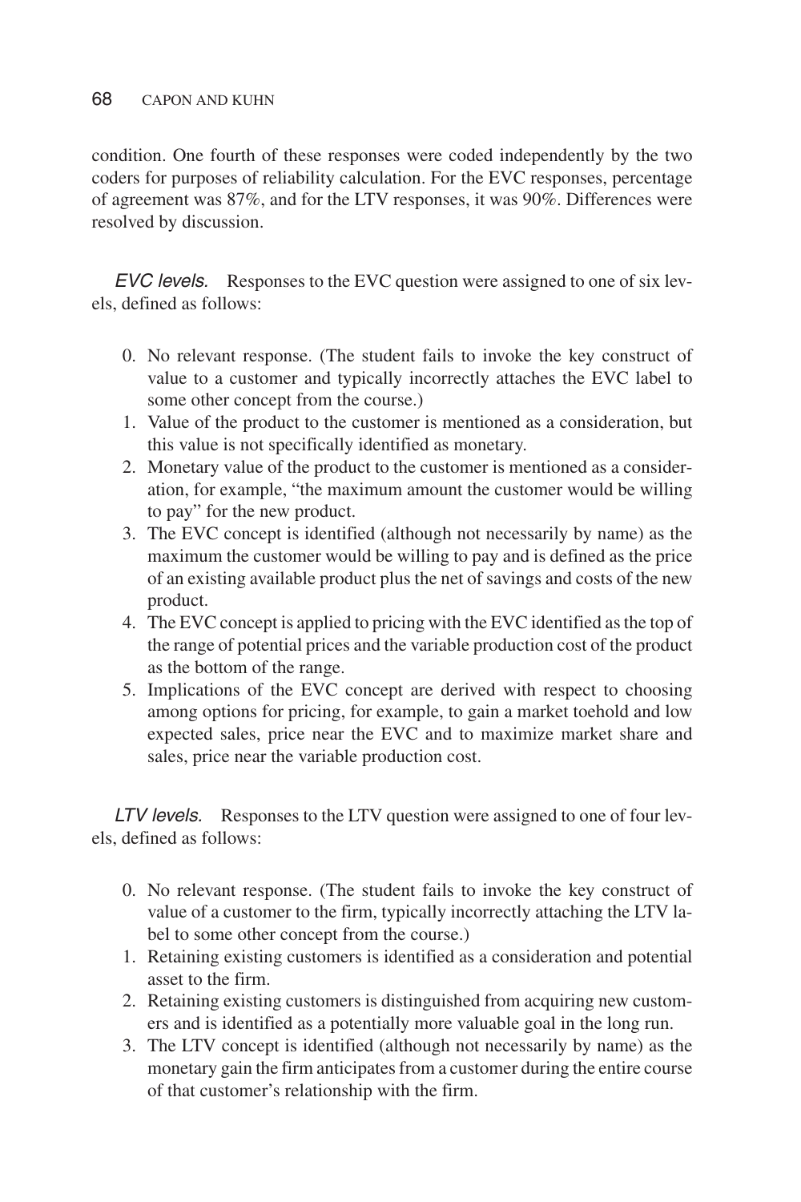condition. One fourth of these responses were coded independently by the two coders for purposes of reliability calculation. For the EVC responses, percentage of agreement was 87%, and for the LTV responses, it was 90%. Differences were resolved by discussion.

*EVC levels.* Responses to the EVC question were assigned to one of six levels, defined as follows:

0. No relevant response. (The student fails to invoke the key construct of value to a customer and typically incorrectly attaches the EVC label to some other concept from the course.)
1. Value of the product to the customer is mentioned as a consideration, but this value is not specifically identified as monetary.
2. Monetary value of the product to the customer is mentioned as a consideration, for example, "the maximum amount the customer would be willing to pay" for the new product.
3. The EVC concept is identified (although not necessarily by name) as the maximum the customer would be willing to pay and is defined as the price of an existing available product plus the net of savings and costs of the new product.
4. The EVC concept is applied to pricing with the EVC identified as the top of the range of potential prices and the variable production cost of the product as the bottom of the range.
5. Implications of the EVC concept are derived with respect to choosing among options for pricing, for example, to gain a market toehold and low expected sales, price near the EVC and to maximize market share and sales, price near the variable production cost.

*LTV levels.* Responses to the LTV question were assigned to one of four levels, defined as follows:

0. No relevant response. (The student fails to invoke the key construct of value of a customer to the firm, typically incorrectly attaching the LTV label to some other concept from the course.)
1. Retaining existing customers is identified as a consideration and potential asset to the firm.
2. Retaining existing customers is distinguished from acquiring new customers and is identified as a potentially more valuable goal in the long run.
3. The LTV concept is identified (although not necessarily by name) as the monetary gain the firm anticipates from a customer during the entire course of that customer's relationship with the firm.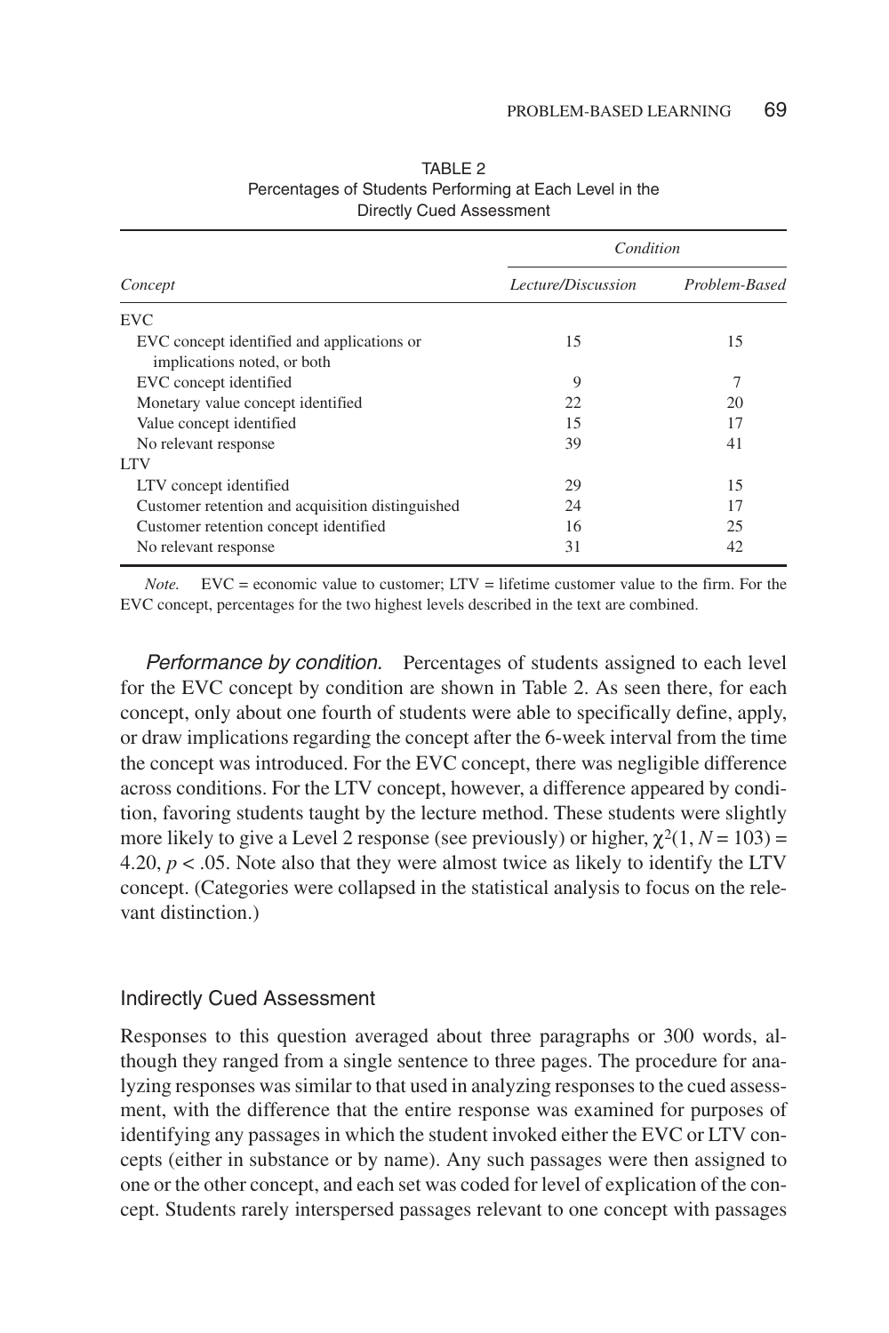TABLE 2
Percentages of Students Performing at Each Level in the Directly Cued Assessment

| *Concept* | *Condition* | |
|---|---|---|
| | *Lecture/Discussion* | *Problem-Based* |
| EVC | | |
| EVC concept identified and applications or implications noted, or both | 15 | 15 |
| EVC concept identified | 9 | 7 |
| Monetary value concept identified | 22 | 20 |
| Value concept identified | 15 | 17 |
| No relevant response | 39 | 41 |
| LTV | | |
| LTV concept identified | 29 | 15 |
| Customer retention and acquisition distinguished | 24 | 17 |
| Customer retention concept identified | 16 | 25 |
| No relevant response | 31 | 42 |

*Note.* EVC = economic value to customer; LTV = lifetime customer value to the firm. For the EVC concept, percentages for the two highest levels described in the text are combined.

*Performance by condition.* Percentages of students assigned to each level for the EVC concept by condition are shown in Table 2. As seen there, for each concept, only about one fourth of students were able to specifically define, apply, or draw implications regarding the concept after the 6-week interval from the time the concept was introduced. For the EVC concept, there was negligible difference across conditions. For the LTV concept, however, a difference appeared by condition, favoring students taught by the lecture method. These students were slightly more likely to give a Level 2 response (see previously) or higher, $\chi^2(1, N = 103) = 4.20$, $p < .05$. Note also that they were almost twice as likely to identify the LTV concept. (Categories were collapsed in the statistical analysis to focus on the relevant distinction.)

## Indirectly Cued Assessment

Responses to this question averaged about three paragraphs or 300 words, although they ranged from a single sentence to three pages. The procedure for analyzing responses was similar to that used in analyzing responses to the cued assessment, with the difference that the entire response was examined for purposes of identifying any passages in which the student invoked either the EVC or LTV concepts (either in substance or by name). Any such passages were then assigned to one or the other concept, and each set was coded for level of explication of the concept. Students rarely interspersed passages relevant to one concept with passages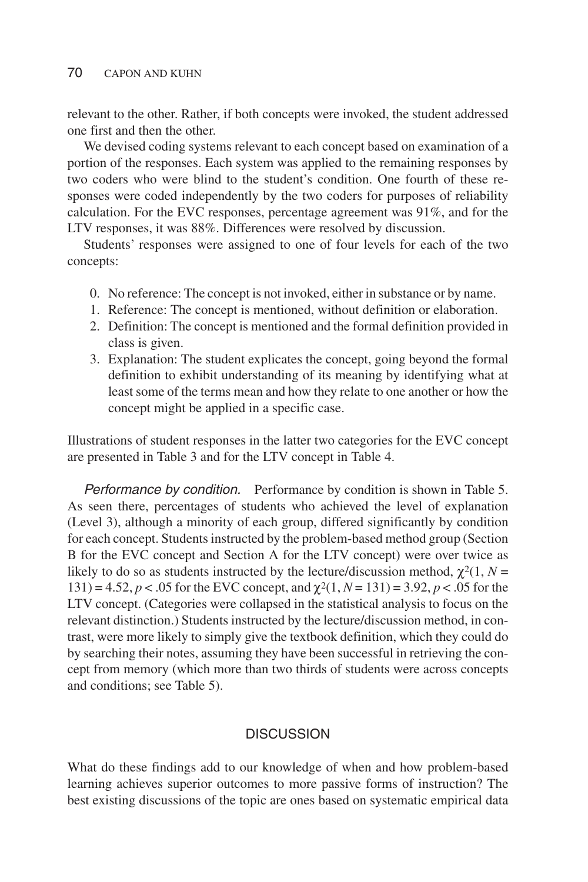relevant to the other. Rather, if both concepts were invoked, the student addressed one first and then the other.

We devised coding systems relevant to each concept based on examination of a portion of the responses. Each system was applied to the remaining responses by two coders who were blind to the student's condition. One fourth of these responses were coded independently by the two coders for purposes of reliability calculation. For the EVC responses, percentage agreement was 91%, and for the LTV responses, it was 88%. Differences were resolved by discussion.

Students' responses were assigned to one of four levels for each of the two concepts:

0. No reference: The concept is not invoked, either in substance or by name.
1. Reference: The concept is mentioned, without definition or elaboration.
2. Definition: The concept is mentioned and the formal definition provided in class is given.
3. Explanation: The student explicates the concept, going beyond the formal definition to exhibit understanding of its meaning by identifying what at least some of the terms mean and how they relate to one another or how the concept might be applied in a specific case.

Illustrations of student responses in the latter two categories for the EVC concept are presented in Table 3 and for the LTV concept in Table 4.

*Performance by condition.* Performance by condition is shown in Table 5. As seen there, percentages of students who achieved the level of explanation (Level 3), although a minority of each group, differed significantly by condition for each concept. Students instructed by the problem-based method group (Section B for the EVC concept and Section A for the LTV concept) were over twice as likely to do so as students instructed by the lecture/discussion method, $\chi^2(1, N = 131) = 4.52, p < .05$ for the EVC concept, and $\chi^2(1, N = 131) = 3.92, p < .05$ for the LTV concept. (Categories were collapsed in the statistical analysis to focus on the relevant distinction.) Students instructed by the lecture/discussion method, in contrast, were more likely to simply give the textbook definition, which they could do by searching their notes, assuming they have been successful in retrieving the concept from memory (which more than two thirds of students were across concepts and conditions; see Table 5).

## DISCUSSION

What do these findings add to our knowledge of when and how problem-based learning achieves superior outcomes to more passive forms of instruction? The best existing discussions of the topic are ones based on systematic empirical data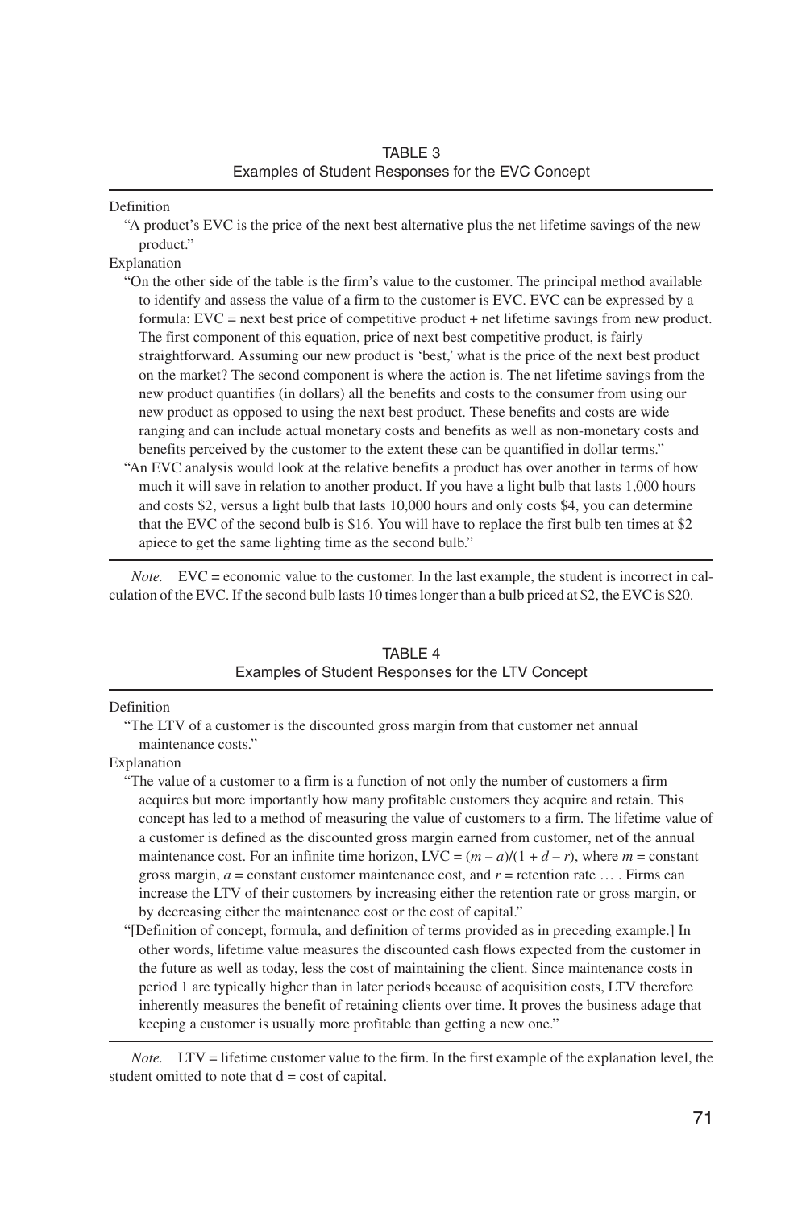TABLE 3
Examples of Student Responses for the EVC Concept

Definition

"A product's EVC is the price of the next best alternative plus the net lifetime savings of the new product."

Explanation

"On the other side of the table is the firm's value to the customer. The principal method available to identify and assess the value of a firm to the customer is EVC. EVC can be expressed by a formula: EVC = next best price of competitive product + net lifetime savings from new product. The first component of this equation, price of next best competitive product, is fairly straightforward. Assuming our new product is 'best,' what is the price of the next best product on the market? The second component is where the action is. The net lifetime savings from the new product quantifies (in dollars) all the benefits and costs to the consumer from using our new product as opposed to using the next best product. These benefits and costs are wide ranging and can include actual monetary costs and benefits as well as non-monetary costs and benefits perceived by the customer to the extent these can be quantified in dollar terms."

"An EVC analysis would look at the relative benefits a product has over another in terms of how much it will save in relation to another product. If you have a light bulb that lasts 1,000 hours and costs $2, versus a light bulb that lasts 10,000 hours and only costs $4, you can determine that the EVC of the second bulb is $16. You will have to replace the first bulb ten times at $2 apiece to get the same lighting time as the second bulb."

*Note.* EVC = economic value to the customer. In the last example, the student is incorrect in calculation of the EVC. If the second bulb lasts 10 times longer than a bulb priced at $2, the EVC is $20.

TABLE 4
Examples of Student Responses for the LTV Concept

Definition

"The LTV of a customer is the discounted gross margin from that customer net annual maintenance costs."

Explanation

"The value of a customer to a firm is a function of not only the number of customers a firm acquires but more importantly how many profitable customers they acquire and retain. This concept has led to a method of measuring the value of customers to a firm. The lifetime value of a customer is defined as the discounted gross margin earned from customer, net of the annual maintenance cost. For an infinite time horizon, LVC = $(m - a)/(1 + d - r)$, where $m$ = constant gross margin, $a$ = constant customer maintenance cost, and $r$ = retention rate … . Firms can increase the LTV of their customers by increasing either the retention rate or gross margin, or by decreasing either the maintenance cost or the cost of capital."

"[Definition of concept, formula, and definition of terms provided as in preceding example.] In other words, lifetime value measures the discounted cash flows expected from the customer in the future as well as today, less the cost of maintaining the client. Since maintenance costs in period 1 are typically higher than in later periods because of acquisition costs, LTV therefore inherently measures the benefit of retaining clients over time. It proves the business adage that keeping a customer is usually more profitable than getting a new one."

*Note.* LTV = lifetime customer value to the firm. In the first example of the explanation level, the student omitted to note that d = cost of capital.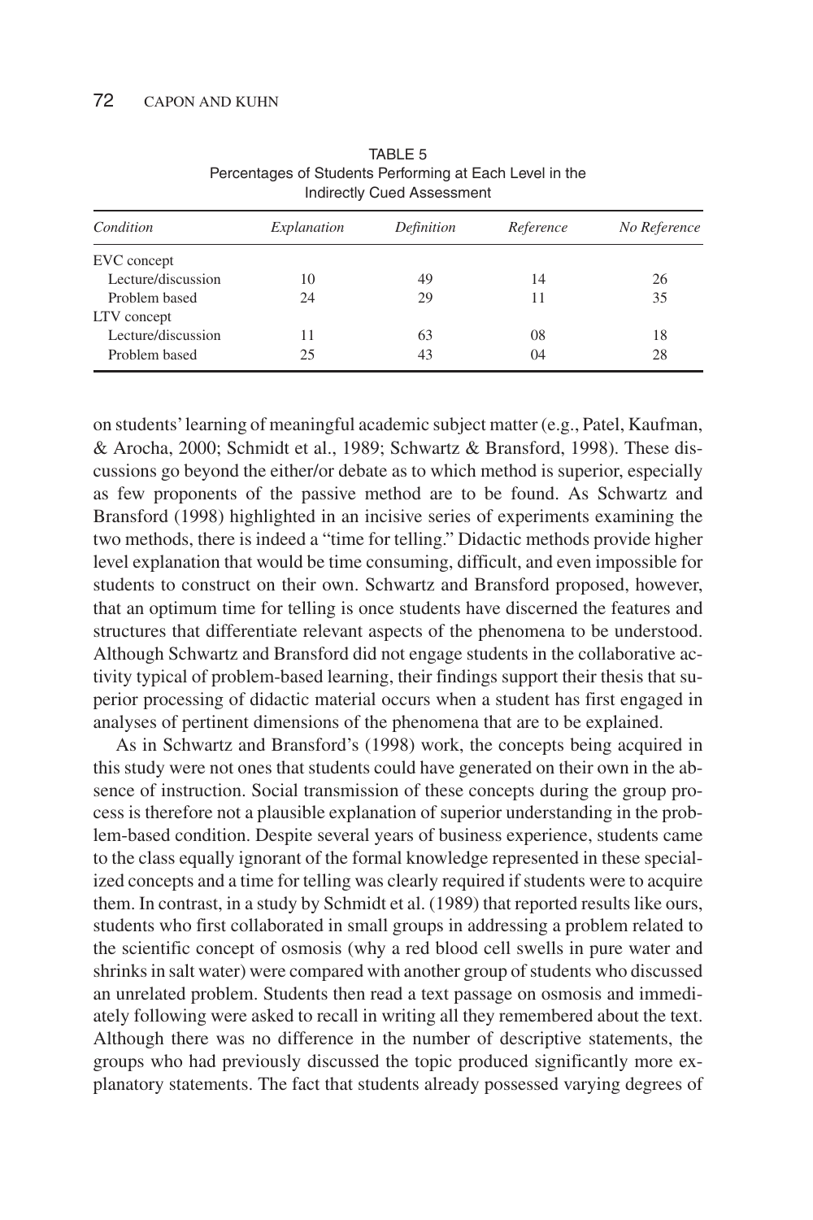TABLE 5
Percentages of Students Performing at Each Level in the Indirectly Cued Assessment

| *Condition* | *Explanation* | *Definition* | *Reference* | *No Reference* |
|---|---|---|---|---|
| EVC concept | | | | |
| Lecture/discussion | 10 | 49 | 14 | 26 |
| Problem based | 24 | 29 | 11 | 35 |
| LTV concept | | | | |
| Lecture/discussion | 11 | 63 | 08 | 18 |
| Problem based | 25 | 43 | 04 | 28 |

on students' learning of meaningful academic subject matter (e.g., Patel, Kaufman, & Arocha, 2000; Schmidt et al., 1989; Schwartz & Bransford, 1998). These discussions go beyond the either/or debate as to which method is superior, especially as few proponents of the passive method are to be found. As Schwartz and Bransford (1998) highlighted in an incisive series of experiments examining the two methods, there is indeed a "time for telling." Didactic methods provide higher level explanation that would be time consuming, difficult, and even impossible for students to construct on their own. Schwartz and Bransford proposed, however, that an optimum time for telling is once students have discerned the features and structures that differentiate relevant aspects of the phenomena to be understood. Although Schwartz and Bransford did not engage students in the collaborative activity typical of problem-based learning, their findings support their thesis that superior processing of didactic material occurs when a student has first engaged in analyses of pertinent dimensions of the phenomena that are to be explained.

As in Schwartz and Bransford's (1998) work, the concepts being acquired in this study were not ones that students could have generated on their own in the absence of instruction. Social transmission of these concepts during the group process is therefore not a plausible explanation of superior understanding in the problem-based condition. Despite several years of business experience, students came to the class equally ignorant of the formal knowledge represented in these specialized concepts and a time for telling was clearly required if students were to acquire them. In contrast, in a study by Schmidt et al. (1989) that reported results like ours, students who first collaborated in small groups in addressing a problem related to the scientific concept of osmosis (why a red blood cell swells in pure water and shrinks in salt water) were compared with another group of students who discussed an unrelated problem. Students then read a text passage on osmosis and immediately following were asked to recall in writing all they remembered about the text. Although there was no difference in the number of descriptive statements, the groups who had previously discussed the topic produced significantly more explanatory statements. The fact that students already possessed varying degrees of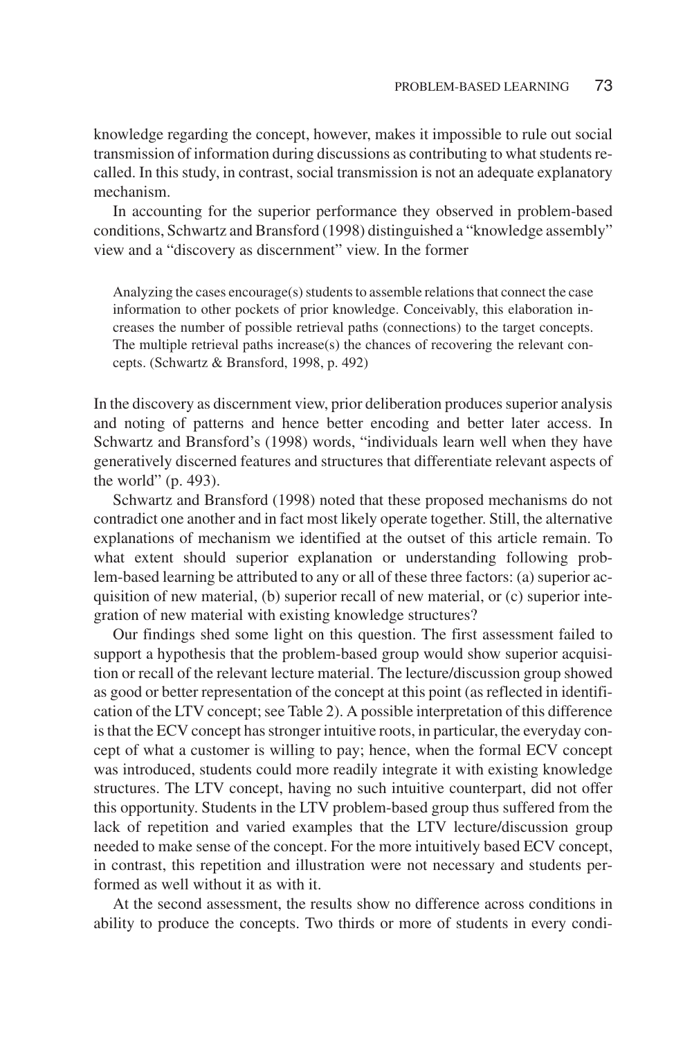knowledge regarding the concept, however, makes it impossible to rule out social transmission of information during discussions as contributing to what students recalled. In this study, in contrast, social transmission is not an adequate explanatory mechanism.

In accounting for the superior performance they observed in problem-based conditions, Schwartz and Bransford (1998) distinguished a "knowledge assembly" view and a "discovery as discernment" view. In the former

> Analyzing the cases encourage(s) students to assemble relations that connect the case information to other pockets of prior knowledge. Conceivably, this elaboration increases the number of possible retrieval paths (connections) to the target concepts. The multiple retrieval paths increase(s) the chances of recovering the relevant concepts. (Schwartz & Bransford, 1998, p. 492)

In the discovery as discernment view, prior deliberation produces superior analysis and noting of patterns and hence better encoding and better later access. In Schwartz and Bransford's (1998) words, "individuals learn well when they have generatively discerned features and structures that differentiate relevant aspects of the world" (p. 493).

Schwartz and Bransford (1998) noted that these proposed mechanisms do not contradict one another and in fact most likely operate together. Still, the alternative explanations of mechanism we identified at the outset of this article remain. To what extent should superior explanation or understanding following problem-based learning be attributed to any or all of these three factors: (a) superior acquisition of new material, (b) superior recall of new material, or (c) superior integration of new material with existing knowledge structures?

Our findings shed some light on this question. The first assessment failed to support a hypothesis that the problem-based group would show superior acquisition or recall of the relevant lecture material. The lecture/discussion group showed as good or better representation of the concept at this point (as reflected in identification of the LTV concept; see Table 2). A possible interpretation of this difference is that the ECV concept has stronger intuitive roots, in particular, the everyday concept of what a customer is willing to pay; hence, when the formal ECV concept was introduced, students could more readily integrate it with existing knowledge structures. The LTV concept, having no such intuitive counterpart, did not offer this opportunity. Students in the LTV problem-based group thus suffered from the lack of repetition and varied examples that the LTV lecture/discussion group needed to make sense of the concept. For the more intuitively based ECV concept, in contrast, this repetition and illustration were not necessary and students performed as well without it as with it.

At the second assessment, the results show no difference across conditions in ability to produce the concepts. Two thirds or more of students in every condi-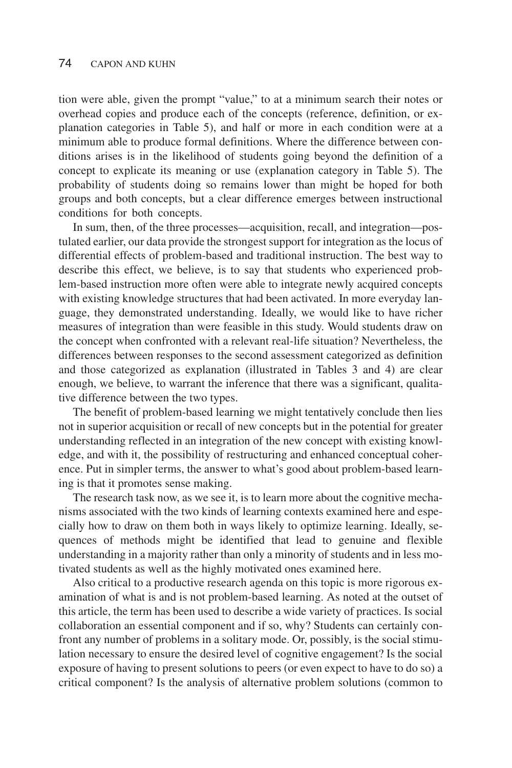tion were able, given the prompt "value," to at a minimum search their notes or overhead copies and produce each of the concepts (reference, definition, or explanation categories in Table 5), and half or more in each condition were at a minimum able to produce formal definitions. Where the difference between conditions arises is in the likelihood of students going beyond the definition of a concept to explicate its meaning or use (explanation category in Table 5). The probability of students doing so remains lower than might be hoped for both groups and both concepts, but a clear difference emerges between instructional conditions for both concepts.

In sum, then, of the three processes—acquisition, recall, and integration—postulated earlier, our data provide the strongest support for integration as the locus of differential effects of problem-based and traditional instruction. The best way to describe this effect, we believe, is to say that students who experienced problem-based instruction more often were able to integrate newly acquired concepts with existing knowledge structures that had been activated. In more everyday language, they demonstrated understanding. Ideally, we would like to have richer measures of integration than were feasible in this study. Would students draw on the concept when confronted with a relevant real-life situation? Nevertheless, the differences between responses to the second assessment categorized as definition and those categorized as explanation (illustrated in Tables 3 and 4) are clear enough, we believe, to warrant the inference that there was a significant, qualitative difference between the two types.

The benefit of problem-based learning we might tentatively conclude then lies not in superior acquisition or recall of new concepts but in the potential for greater understanding reflected in an integration of the new concept with existing knowledge, and with it, the possibility of restructuring and enhanced conceptual coherence. Put in simpler terms, the answer to what's good about problem-based learning is that it promotes sense making.

The research task now, as we see it, is to learn more about the cognitive mechanisms associated with the two kinds of learning contexts examined here and especially how to draw on them both in ways likely to optimize learning. Ideally, sequences of methods might be identified that lead to genuine and flexible understanding in a majority rather than only a minority of students and in less motivated students as well as the highly motivated ones examined here.

Also critical to a productive research agenda on this topic is more rigorous examination of what is and is not problem-based learning. As noted at the outset of this article, the term has been used to describe a wide variety of practices. Is social collaboration an essential component and if so, why? Students can certainly confront any number of problems in a solitary mode. Or, possibly, is the social stimulation necessary to ensure the desired level of cognitive engagement? Is the social exposure of having to present solutions to peers (or even expect to have to do so) a critical component? Is the analysis of alternative problem solutions (common to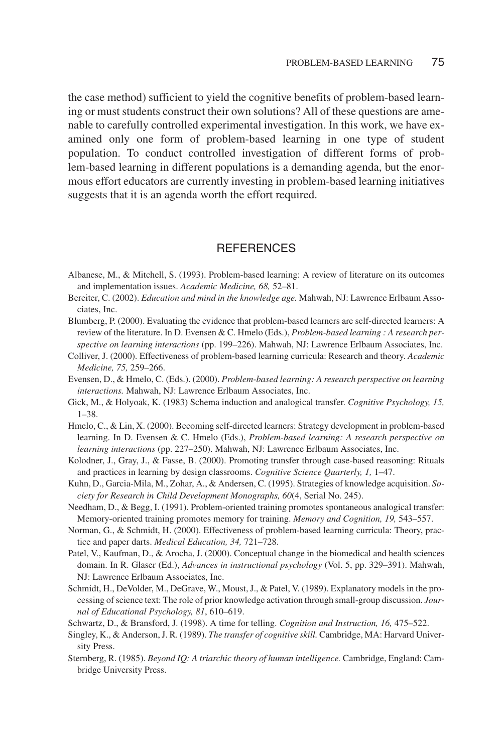the case method) sufficient to yield the cognitive benefits of problem-based learning or must students construct their own solutions? All of these questions are amenable to carefully controlled experimental investigation. In this work, we have examined only one form of problem-based learning in one type of student population. To conduct controlled investigation of different forms of problem-based learning in different populations is a demanding agenda, but the enormous effort educators are currently investing in problem-based learning initiatives suggests that it is an agenda worth the effort required.

## REFERENCES

Albanese, M., & Mitchell, S. (1993). Problem-based learning: A review of literature on its outcomes and implementation issues. *Academic Medicine, 68,* 52–81.

Bereiter, C. (2002). *Education and mind in the knowledge age.* Mahwah, NJ: Lawrence Erlbaum Associates, Inc.

Blumberg, P. (2000). Evaluating the evidence that problem-based learners are self-directed learners: A review of the literature. In D. Evensen & C. Hmelo (Eds.), *Problem-based learning : A research perspective on learning interactions* (pp. 199–226). Mahwah, NJ: Lawrence Erlbaum Associates, Inc.

Colliver, J. (2000). Effectiveness of problem-based learning curricula: Research and theory. *Academic Medicine, 75,* 259–266.

Evensen, D., & Hmelo, C. (Eds.). (2000). *Problem-based learning: A research perspective on learning interactions.* Mahwah, NJ: Lawrence Erlbaum Associates, Inc.

Gick, M., & Holyoak, K. (1983) Schema induction and analogical transfer. *Cognitive Psychology, 15,* 1–38.

Hmelo, C., & Lin, X. (2000). Becoming self-directed learners: Strategy development in problem-based learning. In D. Evensen & C. Hmelo (Eds.), *Problem-based learning: A research perspective on learning interactions* (pp. 227–250). Mahwah, NJ: Lawrence Erlbaum Associates, Inc.

Kolodner, J., Gray, J., & Fasse, B. (2000). Promoting transfer through case-based reasoning: Rituals and practices in learning by design classrooms. *Cognitive Science Quarterly, 1,* 1–47.

Kuhn, D., Garcia-Mila, M., Zohar, A., & Andersen, C. (1995). Strategies of knowledge acquisition. *Society for Research in Child Development Monographs, 60*(4, Serial No. 245).

Needham, D., & Begg, I. (1991). Problem-oriented training promotes spontaneous analogical transfer: Memory-oriented training promotes memory for training. *Memory and Cognition, 19,* 543–557.

Norman, G., & Schmidt, H. (2000). Effectiveness of problem-based learning curricula: Theory, practice and paper darts. *Medical Education, 34,* 721–728.

Patel, V., Kaufman, D., & Arocha, J. (2000). Conceptual change in the biomedical and health sciences domain. In R. Glaser (Ed.), *Advances in instructional psychology* (Vol. 5, pp. 329–391). Mahwah, NJ: Lawrence Erlbaum Associates, Inc.

Schmidt, H., DeVolder, M., DeGrave, W., Moust, J., & Patel, V. (1989). Explanatory models in the processing of science text: The role of prior knowledge activation through small-group discussion. *Journal of Educational Psychology, 81*, 610–619.

Schwartz, D., & Bransford, J. (1998). A time for telling. *Cognition and Instruction, 16,* 475–522.

Singley, K., & Anderson, J. R. (1989). *The transfer of cognitive skill.* Cambridge, MA: Harvard University Press.

Sternberg, R. (1985). *Beyond IQ: A triarchic theory of human intelligence.* Cambridge, England: Cambridge University Press.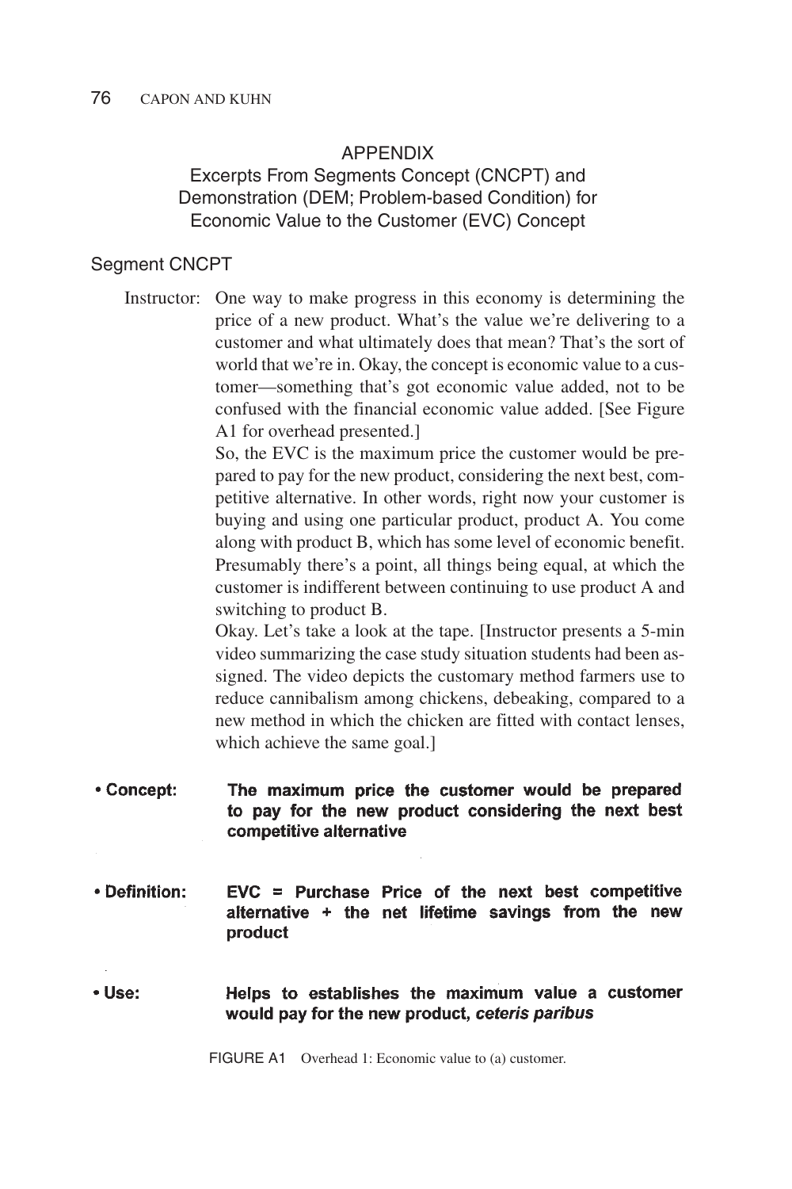## APPENDIX

### Excerpts From Segments Concept (CNCPT) and Demonstration (DEM; Problem-based Condition) for Economic Value to the Customer (EVC) Concept

#### Segment CNCPT

Instructor: One way to make progress in this economy is determining the price of a new product. What's the value we're delivering to a customer and what ultimately does that mean? That's the sort of world that we're in. Okay, the concept is economic value to a customer—something that's got economic value added, not to be confused with the financial economic value added. [See Figure A1 for overhead presented.]

So, the EVC is the maximum price the customer would be prepared to pay for the new product, considering the next best, competitive alternative. In other words, right now your customer is buying and using one particular product, product A. You come along with product B, which has some level of economic benefit. Presumably there's a point, all things being equal, at which the customer is indifferent between continuing to use product A and switching to product B.

Okay. Let's take a look at the tape. [Instructor presents a 5-min video summarizing the case study situation students had been assigned. The video depicts the customary method farmers use to reduce cannibalism among chickens, debeaking, compared to a new method in which the chicken are fitted with contact lenses, which achieve the same goal.]

- **Concept:** **The maximum price the customer would be prepared to pay for the new product considering the next best competitive alternative**
- **Definition:** **EVC = Purchase Price of the next best competitive alternative + the net lifetime savings from the new product**
- **Use:** **Helps to establishes the maximum value a customer would pay for the new product, *ceteris paribus***

FIGURE A1 Overhead 1: Economic value to (a) customer.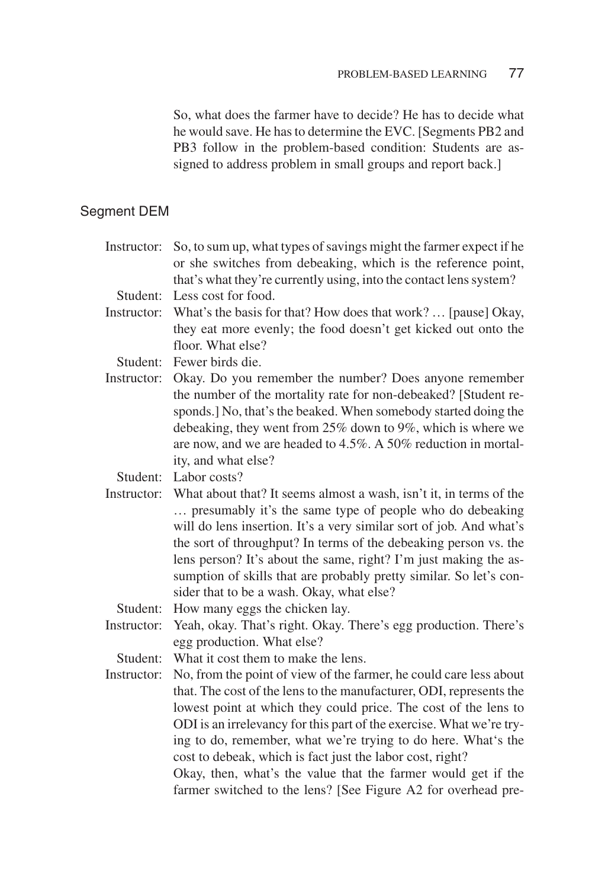So, what does the farmer have to decide? He has to decide what he would save. He has to determine the EVC. [Segments PB2 and PB3 follow in the problem-based condition: Students are assigned to address problem in small groups and report back.]

## Segment DEM

**Instructor:** So, to sum up, what types of savings might the farmer expect if he or she switches from debeaking, which is the reference point, that's what they're currently using, into the contact lens system?

**Student:** Less cost for food.

**Instructor:** What's the basis for that? How does that work? … [pause] Okay, they eat more evenly; the food doesn't get kicked out onto the floor. What else?

**Student:** Fewer birds die.

**Instructor:** Okay. Do you remember the number? Does anyone remember the number of the mortality rate for non-debeaked? [Student responds.] No, that's the beaked. When somebody started doing the debeaking, they went from 25% down to 9%, which is where we are now, and we are headed to 4.5%. A 50% reduction in mortality, and what else?

**Student:** Labor costs?

**Instructor:** What about that? It seems almost a wash, isn't it, in terms of the … presumably it's the same type of people who do debeaking will do lens insertion. It's a very similar sort of job. And what's the sort of throughput? In terms of the debeaking person vs. the lens person? It's about the same, right? I'm just making the assumption of skills that are probably pretty similar. So let's consider that to be a wash. Okay, what else?

**Student:** How many eggs the chicken lay.

**Instructor:** Yeah, okay. That's right. Okay. There's egg production. There's egg production. What else?

**Student:** What it cost them to make the lens.

**Instructor:** No, from the point of view of the farmer, he could care less about that. The cost of the lens to the manufacturer, ODI, represents the lowest point at which they could price. The cost of the lens to ODI is an irrelevancy for this part of the exercise. What we're trying to do, remember, what we're trying to do here. What's the cost to debeak, which is fact just the labor cost, right?

Okay, then, what's the value that the farmer would get if the farmer switched to the lens? [See Figure A2 for overhead pre-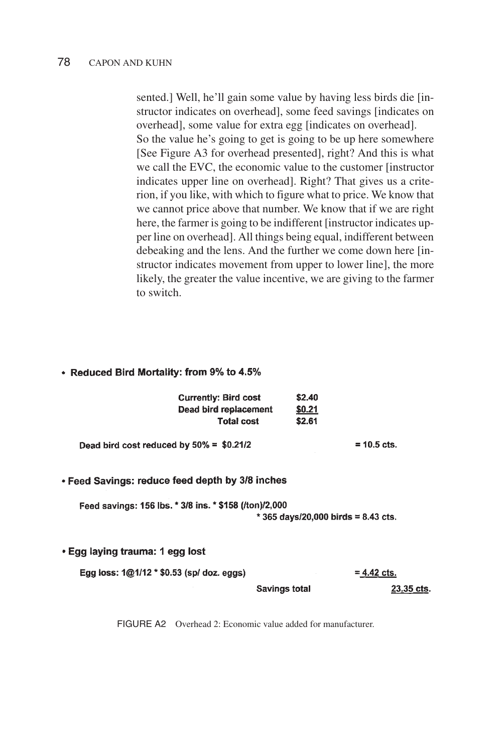sented.] Well, he'll gain some value by having less birds die [instructor indicates on overhead], some feed savings [indicates on overhead], some value for extra egg [indicates on overhead].
So the value he's going to get is going to be up here somewhere [See Figure A3 for overhead presented], right? And this is what we call the EVC, the economic value to the customer [instructor indicates upper line on overhead]. Right? That gives us a criterion, if you like, with which to figure what to price. We know that we cannot price above that number. We know that if we are right here, the farmer is going to be indifferent [instructor indicates upper line on overhead]. All things being equal, indifferent between debeaking and the lens. And the further we come down here [instructor indicates movement from upper to lower line], the more likely, the greater the value incentive, we are giving to the farmer to switch.

- **Reduced Bird Mortality: from 9% to 4.5%**

| | |
|---|---|
| **Currently: Bird cost** | **$2.40** |
| **Dead bird replacement** | **$0.21** |
| **Total cost** | **$2.61** |

**Dead bird cost reduced by 50% = $0.21/2 = 10.5 cts.**

- **Feed Savings: reduce feed depth by 3/8 inches**

**Feed savings: 156 lbs. * 3/8 ins. * $158 (/ton)/2,000 * 365 days/20,000 birds = 8.43 cts.**

- **Egg laying trauma: 1 egg lost**

**Egg loss: 1@1/12 * $0.53 (sp/ doz. eggs) = 4.42 cts.**

**Savings total 23.35 cts.**

FIGURE A2 Overhead 2: Economic value added for manufacturer.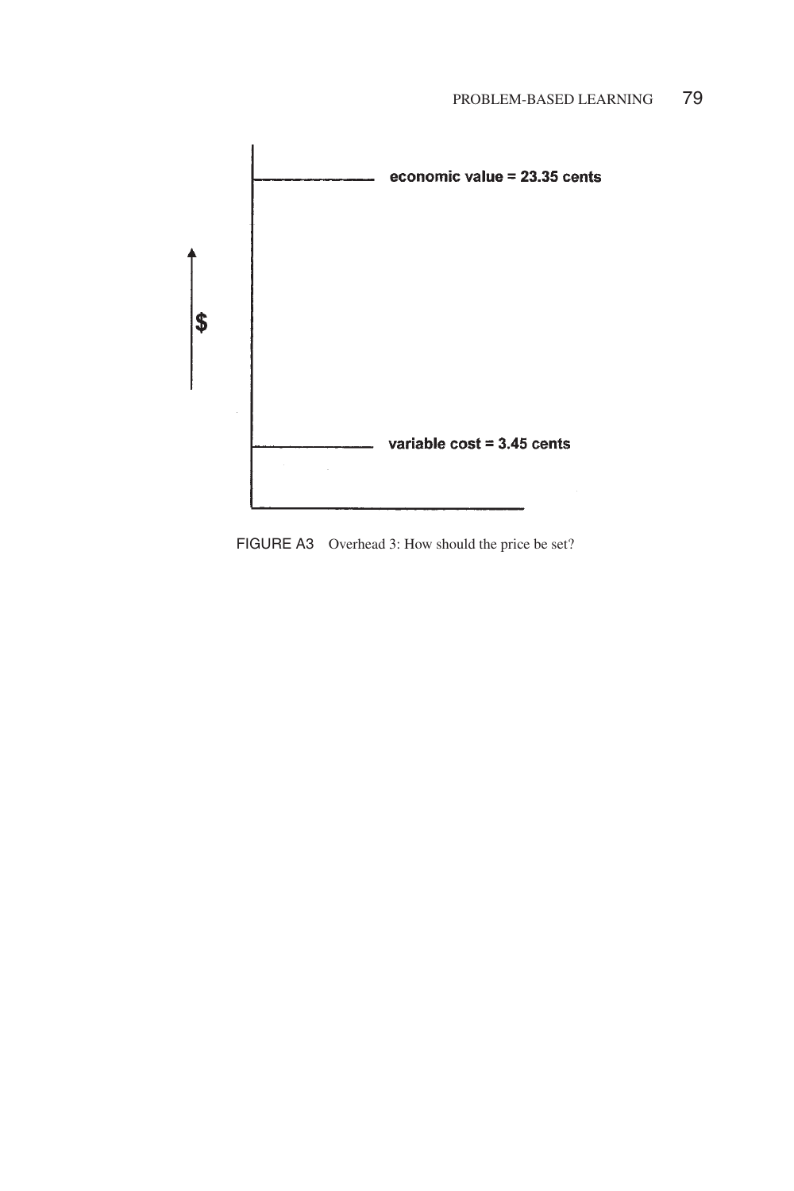economic value = 23.35 cents

$

variable cost = 3.45 cents

FIGURE A3 Overhead 3: How should the price be set?